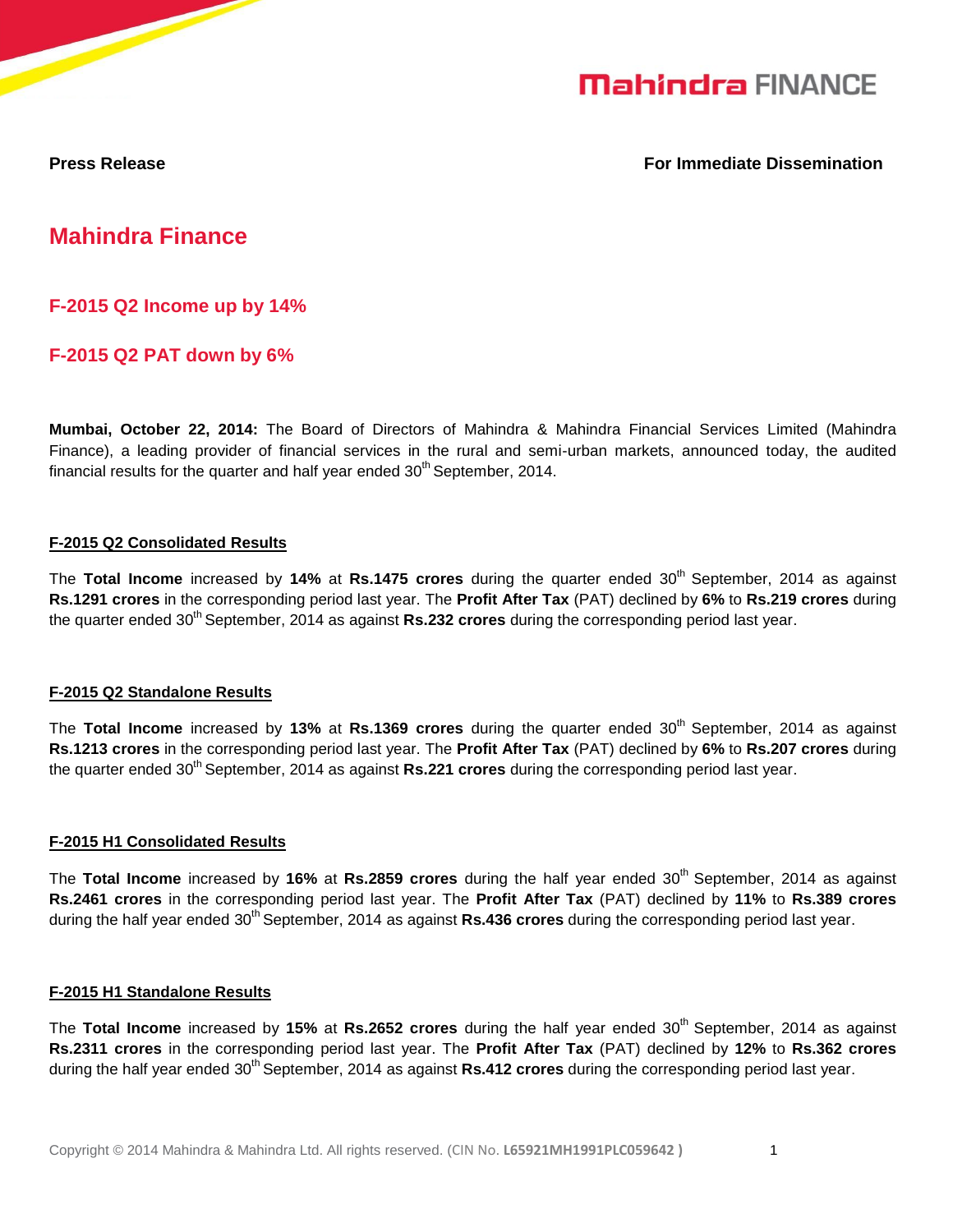**Press Release** **For Immediate Dissemination**

# Mahindra Finance

## F-2015 Q2 Income up by 14%

## F-2015 Q2 PAT down by 6%

**Mumbai, October 22, 2014:** The Board of Directors of Mahindra & Mahindra Financial Services Limited (Mahindra Finance), a leading provider of financial services in the rural and semi-urban markets, announced today, the audited financial results for the quarter and half year ended 30th September, 2014.

### F-2015 Q2 Consolidated Results

The **Total Income** increased by **14%** at **Rs.1475 crores** during the quarter ended 30th September, 2014 as against **Rs.1291 crores** in the corresponding period last year. The **Profit After Tax** (PAT) declined by **6%** to **Rs.219 crores** during the quarter ended 30th September, 2014 as against **Rs.232 crores** during the corresponding period last year.

### F-2015 Q2 Standalone Results

The **Total Income** increased by **13%** at **Rs.1369 crores** during the quarter ended 30th September, 2014 as against **Rs.1213 crores** in the corresponding period last year. The **Profit After Tax** (PAT) declined by **6%** to **Rs.207 crores** during the quarter ended 30th September, 2014 as against **Rs.221 crores** during the corresponding period last year.

### F-2015 H1 Consolidated Results

The **Total Income** increased by **16%** at **Rs.2859 crores** during the half year ended 30th September, 2014 as against **Rs.2461 crores** in the corresponding period last year. The **Profit After Tax** (PAT) declined by **11%** to **Rs.389 crores** during the half year ended 30th September, 2014 as against **Rs.436 crores** during the corresponding period last year.

### F-2015 H1 Standalone Results

The **Total Income** increased by **15%** at **Rs.2652 crores** during the half year ended 30th September, 2014 as against **Rs.2311 crores** in the corresponding period last year. The **Profit After Tax** (PAT) declined by **12%** to **Rs.362 crores** during the half year ended 30th September, 2014 as against **Rs.412 crores** during the corresponding period last year.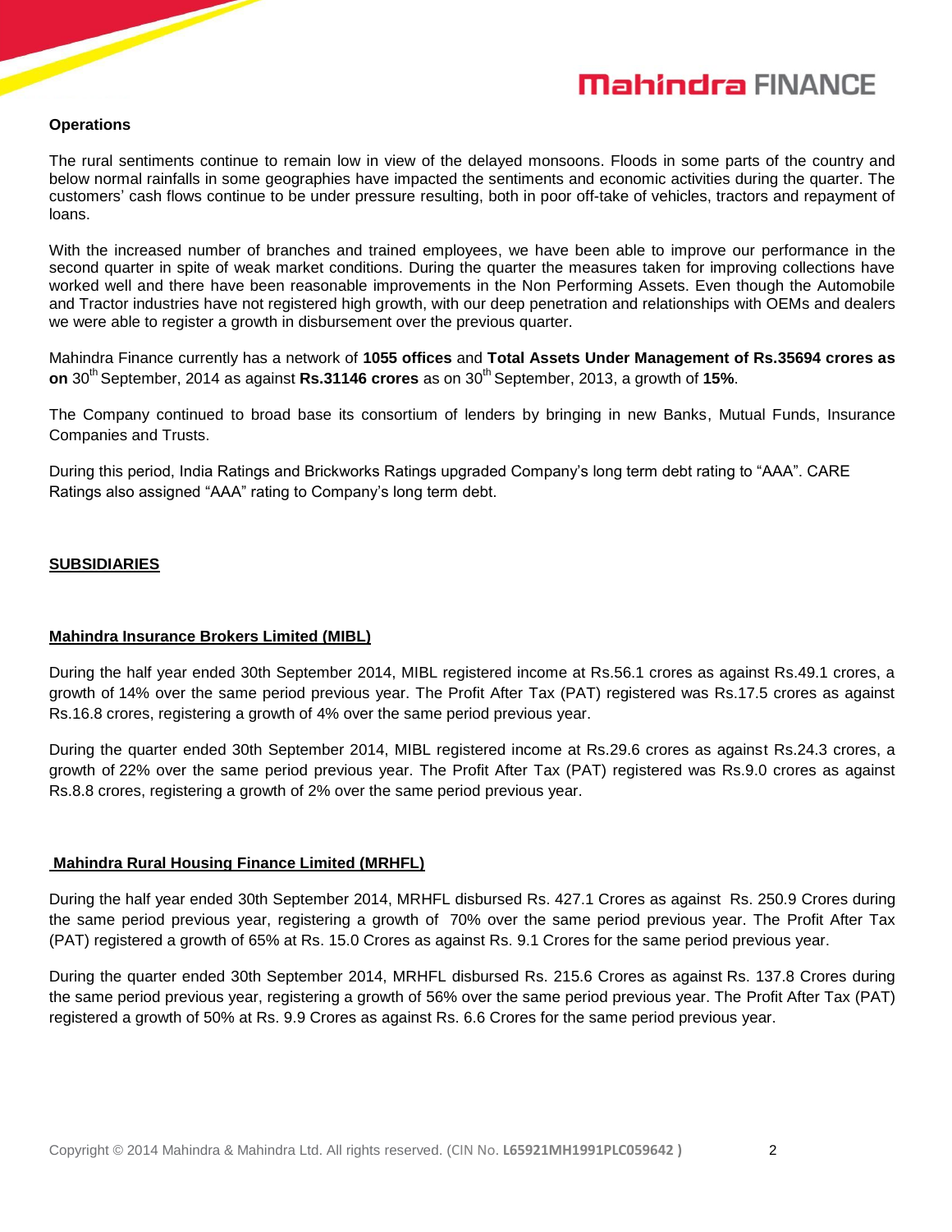**Operations**

The rural sentiments continue to remain low in view of the delayed monsoons. Floods in some parts of the country and below normal rainfalls in some geographies have impacted the sentiments and economic activities during the quarter. The customers' cash flows continue to be under pressure resulting, both in poor off-take of vehicles, tractors and repayment of loans.

With the increased number of branches and trained employees, we have been able to improve our performance in the second quarter in spite of weak market conditions. During the quarter the measures taken for improving collections have worked well and there have been reasonable improvements in the Non Performing Assets. Even though the Automobile and Tractor industries have not registered high growth, with our deep penetration and relationships with OEMs and dealers we were able to register a growth in disbursement over the previous quarter.

Mahindra Finance currently has a network of **1055 offices** and **Total Assets Under Management of Rs.35694 crores as on** 30th September, 2014 as against **Rs.31146 crores** as on 30th September, 2013, a growth of **15%**.

The Company continued to broad base its consortium of lenders by bringing in new Banks, Mutual Funds, Insurance Companies and Trusts.

During this period, India Ratings and Brickworks Ratings upgraded Company's long term debt rating to "AAA". CARE Ratings also assigned "AAA" rating to Company's long term debt.

## SUBSIDIARIES

### Mahindra Insurance Brokers Limited (MIBL)

During the half year ended 30th September 2014, MIBL registered income at Rs.56.1 crores as against Rs.49.1 crores, a growth of 14% over the same period previous year. The Profit After Tax (PAT) registered was Rs.17.5 crores as against Rs.16.8 crores, registering a growth of 4% over the same period previous year.

During the quarter ended 30th September 2014, MIBL registered income at Rs.29.6 crores as against Rs.24.3 crores, a growth of 22% over the same period previous year. The Profit After Tax (PAT) registered was Rs.9.0 crores as against Rs.8.8 crores, registering a growth of 2% over the same period previous year.

### Mahindra Rural Housing Finance Limited (MRHFL)

During the half year ended 30th September 2014, MRHFL disbursed Rs. 427.1 Crores as against Rs. 250.9 Crores during the same period previous year, registering a growth of 70% over the same period previous year. The Profit After Tax (PAT) registered a growth of 65% at Rs. 15.0 Crores as against Rs. 9.1 Crores for the same period previous year.

During the quarter ended 30th September 2014, MRHFL disbursed Rs. 215.6 Crores as against Rs. 137.8 Crores during the same period previous year, registering a growth of 56% over the same period previous year. The Profit After Tax (PAT) registered a growth of 50% at Rs. 9.9 Crores as against Rs. 6.6 Crores for the same period previous year.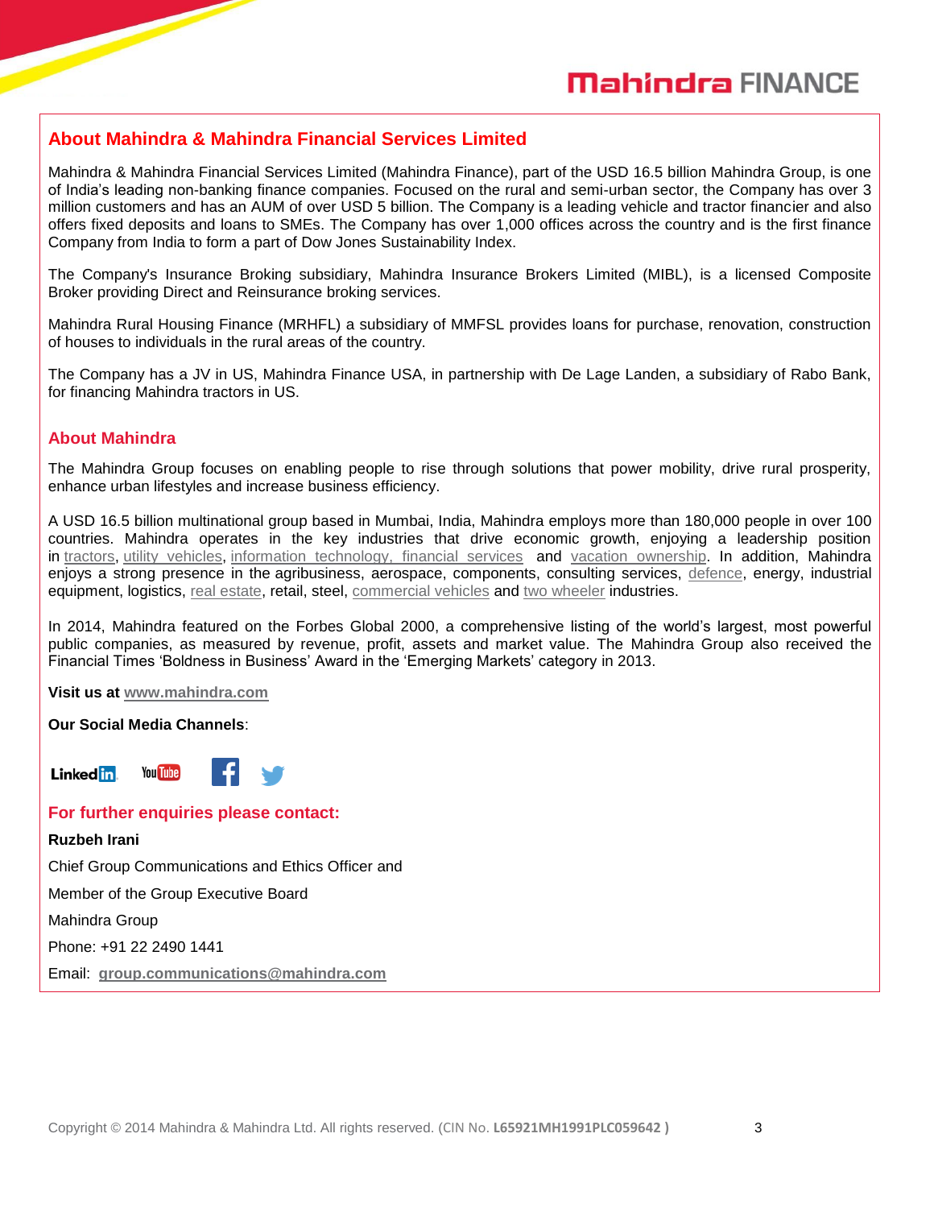## About Mahindra & Mahindra Financial Services Limited

Mahindra & Mahindra Financial Services Limited (Mahindra Finance), part of the USD 16.5 billion Mahindra Group, is one of India's leading non-banking finance companies. Focused on the rural and semi-urban sector, the Company has over 3 million customers and has an AUM of over USD 5 billion. The Company is a leading vehicle and tractor financier and also offers fixed deposits and loans to SMEs. The Company has over 1,000 offices across the country and is the first finance Company from India to form a part of Dow Jones Sustainability Index.

The Company's Insurance Broking subsidiary, Mahindra Insurance Brokers Limited (MIBL), is a licensed Composite Broker providing Direct and Reinsurance broking services.

Mahindra Rural Housing Finance (MRHFL) a subsidiary of MMFSL provides loans for purchase, renovation, construction of houses to individuals in the rural areas of the country.

The Company has a JV in US, Mahindra Finance USA, in partnership with De Lage Landen, a subsidiary of Rabo Bank, for financing Mahindra tractors in US.

## About Mahindra

The Mahindra Group focuses on enabling people to rise through solutions that power mobility, drive rural prosperity, enhance urban lifestyles and increase business efficiency.

A USD 16.5 billion multinational group based in Mumbai, India, Mahindra employs more than 180,000 people in over 100 countries. Mahindra operates in the key industries that drive economic growth, enjoying a leadership position in tractors, utility vehicles, information technology, financial services and vacation ownership. In addition, Mahindra enjoys a strong presence in the agribusiness, aerospace, components, consulting services, defence, energy, industrial equipment, logistics, real estate, retail, steel, commercial vehicles and two wheeler industries.

In 2014, Mahindra featured on the Forbes Global 2000, a comprehensive listing of the world's largest, most powerful public companies, as measured by revenue, profit, assets and market value. The Mahindra Group also received the Financial Times 'Boldness in Business' Award in the 'Emerging Markets' category in 2013.

**Visit us at www.mahindra.com**

**Our Social Media Channels**:

LinkedIn YouTube

## For further enquiries please contact:

**Ruzbeh Irani**

Chief Group Communications and Ethics Officer and

Member of the Group Executive Board

Mahindra Group

Phone: +91 22 2490 1441

Email: **group.communications@mahindra.com**

Copyright © 2014 Mahindra & Mahindra Ltd. All rights reserved. (CIN No. **L65921MH1991PLC059642 )**